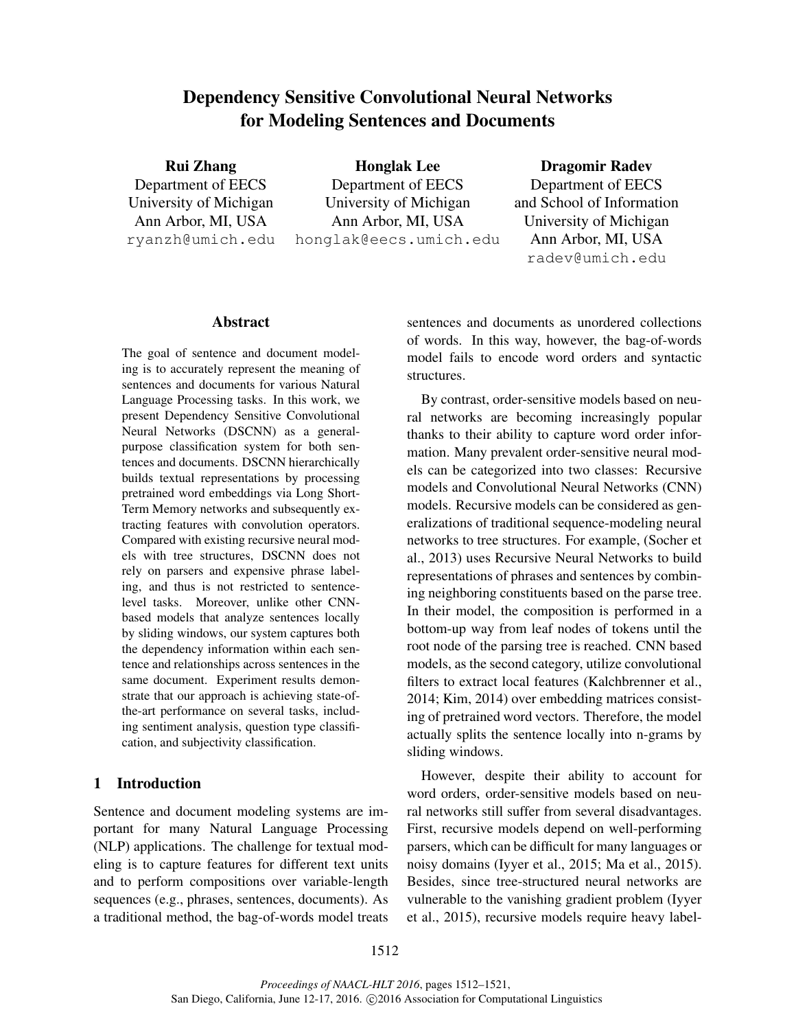# Dependency Sensitive Convolutional Neural Networks for Modeling Sentences and Documents

**Rui Zhang**
Department of EECS
University of Michigan
Ann Arbor, MI, USA
ryanzh@umich.edu

**Honglak Lee**
Department of EECS
University of Michigan
Ann Arbor, MI, USA
honglak@eecs.umich.edu

**Dragomir Radev**
Department of EECS
and School of Information
University of Michigan
Ann Arbor, MI, USA
radev@umich.edu

## Abstract

The goal of sentence and document modeling is to accurately represent the meaning of sentences and documents for various Natural Language Processing tasks. In this work, we present Dependency Sensitive Convolutional Neural Networks (DSCNN) as a general-purpose classification system for both sentences and documents. DSCNN hierarchically builds textual representations by processing pretrained word embeddings via Long Short-Term Memory networks and subsequently extracting features with convolution operators. Compared with existing recursive neural models with tree structures, DSCNN does not rely on parsers and expensive phrase labeling, and thus is not restricted to sentence-level tasks. Moreover, unlike other CNN-based models that analyze sentences locally by sliding windows, our system captures both the dependency information within each sentence and relationships across sentences in the same document. Experiment results demonstrate that our approach is achieving state-of-the-art performance on several tasks, including sentiment analysis, question type classification, and subjectivity classification.

## 1 Introduction

Sentence and document modeling systems are important for many Natural Language Processing (NLP) applications. The challenge for textual modeling is to capture features for different text units and to perform compositions over variable-length sequences (e.g., phrases, sentences, documents). As a traditional method, the bag-of-words model treats sentences and documents as unordered collections of words. In this way, however, the bag-of-words model fails to encode word orders and syntactic structures.

By contrast, order-sensitive models based on neural networks are becoming increasingly popular thanks to their ability to capture word order information. Many prevalent order-sensitive neural models can be categorized into two classes: Recursive models and Convolutional Neural Networks (CNN) models. Recursive models can be considered as generalizations of traditional sequence-modeling neural networks to tree structures. For example, (Socher et al., 2013) uses Recursive Neural Networks to build representations of phrases and sentences by combining neighboring constituents based on the parse tree. In their model, the composition is performed in a bottom-up way from leaf nodes of tokens until the root node of the parsing tree is reached. CNN based models, as the second category, utilize convolutional filters to extract local features (Kalchbrenner et al., 2014; Kim, 2014) over embedding matrices consisting of pretrained word vectors. Therefore, the model actually splits the sentence locally into n-grams by sliding windows.

However, despite their ability to account for word orders, order-sensitive models based on neural networks still suffer from several disadvantages. First, recursive models depend on well-performing parsers, which can be difficult for many languages or noisy domains (Iyyer et al., 2015; Ma et al., 2015). Besides, since tree-structured neural networks are vulnerable to the vanishing gradient problem (Iyyer et al., 2015), recursive models require heavy label-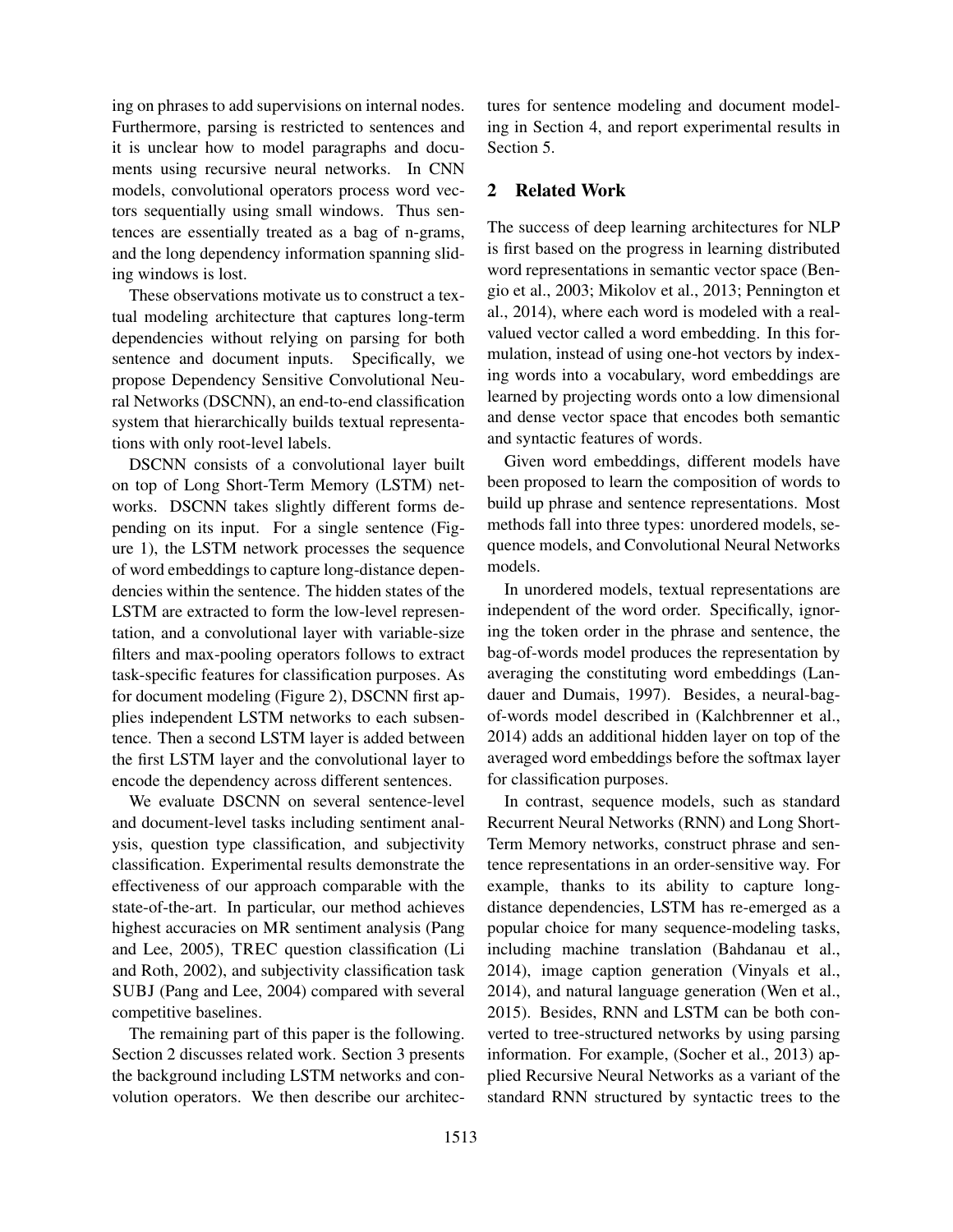ing on phrases to add supervisions on internal nodes. Furthermore, parsing is restricted to sentences and it is unclear how to model paragraphs and documents using recursive neural networks. In CNN models, convolutional operators process word vectors sequentially using small windows. Thus sentences are essentially treated as a bag of n-grams, and the long dependency information spanning sliding windows is lost.

These observations motivate us to construct a textual modeling architecture that captures long-term dependencies without relying on parsing for both sentence and document inputs. Specifically, we propose Dependency Sensitive Convolutional Neural Networks (DSCNN), an end-to-end classification system that hierarchically builds textual representations with only root-level labels.

DSCNN consists of a convolutional layer built on top of Long Short-Term Memory (LSTM) networks. DSCNN takes slightly different forms depending on its input. For a single sentence (Figure 1), the LSTM network processes the sequence of word embeddings to capture long-distance dependencies within the sentence. The hidden states of the LSTM are extracted to form the low-level representation, and a convolutional layer with variable-size filters and max-pooling operators follows to extract task-specific features for classification purposes. As for document modeling (Figure 2), DSCNN first applies independent LSTM networks to each subsentence. Then a second LSTM layer is added between the first LSTM layer and the convolutional layer to encode the dependency across different sentences.

We evaluate DSCNN on several sentence-level and document-level tasks including sentiment analysis, question type classification, and subjectivity classification. Experimental results demonstrate the effectiveness of our approach comparable with the state-of-the-art. In particular, our method achieves highest accuracies on MR sentiment analysis (Pang and Lee, 2005), TREC question classification (Li and Roth, 2002), and subjectivity classification task SUBJ (Pang and Lee, 2004) compared with several competitive baselines.

The remaining part of this paper is the following. Section 2 discusses related work. Section 3 presents the background including LSTM networks and convolution operators. We then describe our architectures for sentence modeling and document modeling in Section 4, and report experimental results in Section 5.

## 2 Related Work

The success of deep learning architectures for NLP is first based on the progress in learning distributed word representations in semantic vector space (Bengio et al., 2003; Mikolov et al., 2013; Pennington et al., 2014), where each word is modeled with a real-valued vector called a word embedding. In this formulation, instead of using one-hot vectors by indexing words into a vocabulary, word embeddings are learned by projecting words onto a low dimensional and dense vector space that encodes both semantic and syntactic features of words.

Given word embeddings, different models have been proposed to learn the composition of words to build up phrase and sentence representations. Most methods fall into three types: unordered models, sequence models, and Convolutional Neural Networks models.

In unordered models, textual representations are independent of the word order. Specifically, ignoring the token order in the phrase and sentence, the bag-of-words model produces the representation by averaging the constituting word embeddings (Landauer and Dumais, 1997). Besides, a neural-bag-of-words model described in (Kalchbrenner et al., 2014) adds an additional hidden layer on top of the averaged word embeddings before the softmax layer for classification purposes.

In contrast, sequence models, such as standard Recurrent Neural Networks (RNN) and Long Short-Term Memory networks, construct phrase and sentence representations in an order-sensitive way. For example, thanks to its ability to capture long-distance dependencies, LSTM has re-emerged as a popular choice for many sequence-modeling tasks, including machine translation (Bahdanau et al., 2014), image caption generation (Vinyals et al., 2014), and natural language generation (Wen et al., 2015). Besides, RNN and LSTM can be both converted to tree-structured networks by using parsing information. For example, (Socher et al., 2013) applied Recursive Neural Networks as a variant of the standard RNN structured by syntactic trees to the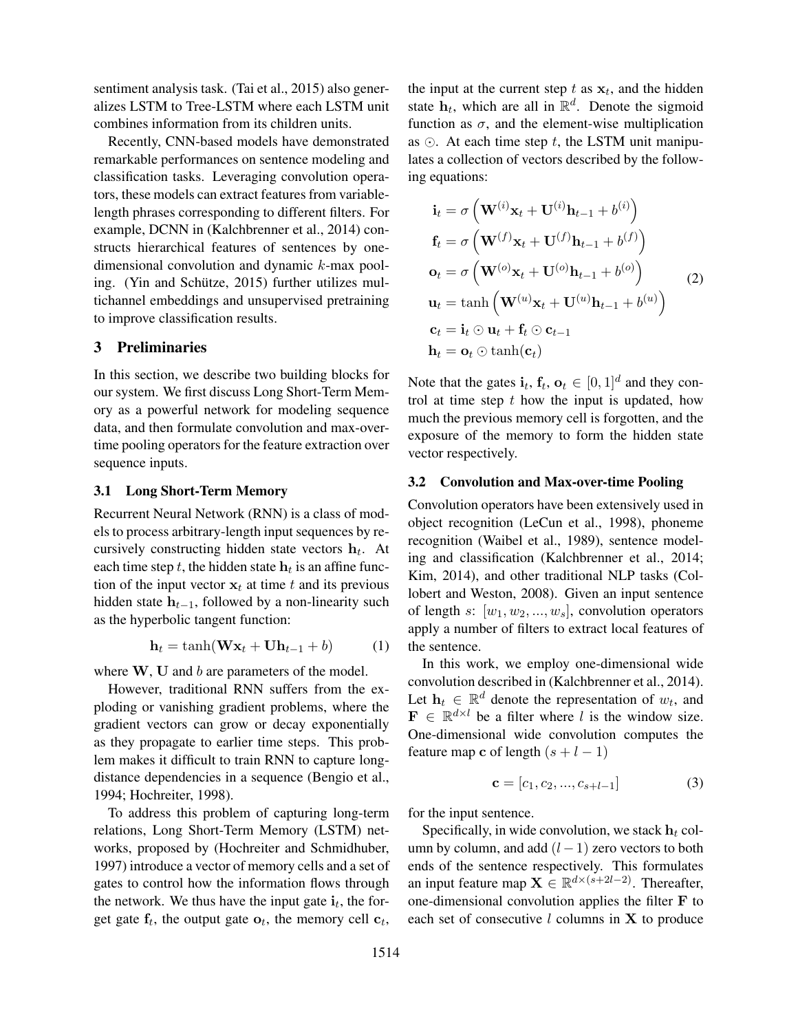sentiment analysis task. (Tai et al., 2015) also generalizes LSTM to Tree-LSTM where each LSTM unit combines information from its children units.

Recently, CNN-based models have demonstrated remarkable performances on sentence modeling and classification tasks. Leveraging convolution operators, these models can extract features from variable-length phrases corresponding to different filters. For example, DCNN in (Kalchbrenner et al., 2014) constructs hierarchical features of sentences by one-dimensional convolution and dynamic $k$-max pooling. (Yin and Schütze, 2015) further utilizes multichannel embeddings and unsupervised pretraining to improve classification results.

## 3 Preliminaries

In this section, we describe two building blocks for our system. We first discuss Long Short-Term Memory as a powerful network for modeling sequence data, and then formulate convolution and max-over-time pooling operators for the feature extraction over sequence inputs.

### 3.1 Long Short-Term Memory

Recurrent Neural Network (RNN) is a class of models to process arbitrary-length input sequences by recursively constructing hidden state vectors $\mathbf{h}_t$. At each time step $t$, the hidden state $\mathbf{h}_t$ is an affine function of the input vector $\mathbf{x}_t$ at time $t$ and its previous hidden state $\mathbf{h}_{t-1}$, followed by a non-linearity such as the hyperbolic tangent function:

$$\mathbf{h}_t = \tanh(\mathbf{W}\mathbf{x}_t + \mathbf{U}\mathbf{h}_{t-1} + b) \quad (1)$$

where $\mathbf{W}$, $\mathbf{U}$ and $b$ are parameters of the model.

However, traditional RNN suffers from the exploding or vanishing gradient problems, where the gradient vectors can grow or decay exponentially as they propagate to earlier time steps. This problem makes it difficult to train RNN to capture long-distance dependencies in a sequence (Bengio et al., 1994; Hochreiter, 1998).

To address this problem of capturing long-term relations, Long Short-Term Memory (LSTM) networks, proposed by (Hochreiter and Schmidhuber, 1997) introduce a vector of memory cells and a set of gates to control how the information flows through the network. We thus have the input gate $\mathbf{i}_t$, the forget gate $\mathbf{f}_t$, the output gate $\mathbf{o}_t$, the memory cell $\mathbf{c}_t$, the input at the current step $t$ as $\mathbf{x}_t$, and the hidden state $\mathbf{h}_t$, which are all in $\mathbb{R}^d$. Denote the sigmoid function as $\sigma$, and the element-wise multiplication as $\odot$. At each time step $t$, the LSTM unit manipulates a collection of vectors described by the following equations:

$$\begin{aligned}
\mathbf{i}_t &= \sigma\left(\mathbf{W}^{(i)}\mathbf{x}_t + \mathbf{U}^{(i)}\mathbf{h}_{t-1} + b^{(i)}\right) \\
\mathbf{f}_t &= \sigma\left(\mathbf{W}^{(f)}\mathbf{x}_t + \mathbf{U}^{(f)}\mathbf{h}_{t-1} + b^{(f)}\right) \\
\mathbf{o}_t &= \sigma\left(\mathbf{W}^{(o)}\mathbf{x}_t + \mathbf{U}^{(o)}\mathbf{h}_{t-1} + b^{(o)}\right) \\
\mathbf{u}_t &= \tanh\left(\mathbf{W}^{(u)}\mathbf{x}_t + \mathbf{U}^{(u)}\mathbf{h}_{t-1} + b^{(u)}\right) \\
\mathbf{c}_t &= \mathbf{i}_t \odot \mathbf{u}_t + \mathbf{f}_t \odot \mathbf{c}_{t-1} \\
\mathbf{h}_t &= \mathbf{o}_t \odot \tanh(\mathbf{c}_t)
\end{aligned} \quad (2)$$

Note that the gates $\mathbf{i}_t$, $\mathbf{f}_t$, $\mathbf{o}_t \in [0,1]^d$ and they control at time step $t$ how the input is updated, how much the previous memory cell is forgotten, and the exposure of the memory to form the hidden state vector respectively.

### 3.2 Convolution and Max-over-time Pooling

Convolution operators have been extensively used in object recognition (LeCun et al., 1998), phoneme recognition (Waibel et al., 1989), sentence modeling and classification (Kalchbrenner et al., 2014; Kim, 2014), and other traditional NLP tasks (Collobert and Weston, 2008). Given an input sentence of length $s$: $[w_1, w_2, ..., w_s]$, convolution operators apply a number of filters to extract local features of the sentence.

In this work, we employ one-dimensional wide convolution described in (Kalchbrenner et al., 2014). Let $\mathbf{h}_t \in \mathbb{R}^d$ denote the representation of $w_t$, and $\mathbf{F} \in \mathbb{R}^{d \times l}$ be a filter where $l$ is the window size. One-dimensional wide convolution computes the feature map $\mathbf{c}$ of length $(s + l - 1)$

$$\mathbf{c} = [c_1, c_2, ..., c_{s+l-1}] \quad (3)$$

for the input sentence.

Specifically, in wide convolution, we stack $\mathbf{h}_t$ column by column, and add $(l-1)$ zero vectors to both ends of the sentence respectively. This formulates an input feature map $\mathbf{X} \in \mathbb{R}^{d \times (s+2l-2)}$. Thereafter, one-dimensional convolution applies the filter $\mathbf{F}$ to each set of consecutive $l$ columns in $\mathbf{X}$ to produce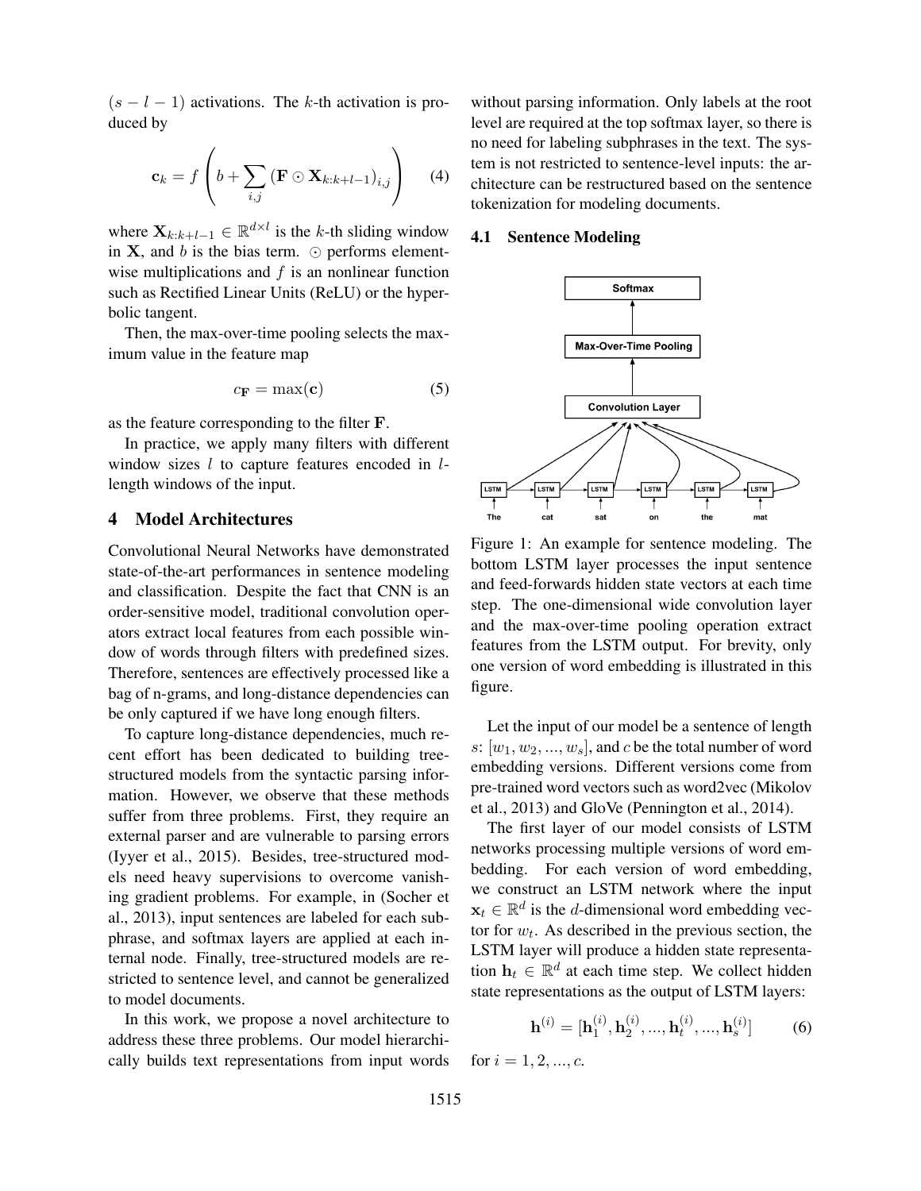$(s - l - 1)$ activations. The $k$-th activation is produced by

$$\mathbf{c}_k = f\left(b + \sum_{i,j} \left(\mathbf{F} \odot \mathbf{X}_{k:k+l-1}\right)_{i,j}\right) \quad (4)$$

where $\mathbf{X}_{k:k+l-1} \in \mathbb{R}^{d \times l}$ is the $k$-th sliding window in $\mathbf{X}$, and $b$ is the bias term. $\odot$ performs element-wise multiplications and $f$ is an nonlinear function such as Rectified Linear Units (ReLU) or the hyperbolic tangent.

Then, the max-over-time pooling selects the maximum value in the feature map

$$c_{\mathbf{F}} = \max(\mathbf{c}) \quad (5)$$

as the feature corresponding to the filter $\mathbf{F}$.

In practice, we apply many filters with different window sizes $l$ to capture features encoded in $l$-length windows of the input.

## 4 Model Architectures

Convolutional Neural Networks have demonstrated state-of-the-art performances in sentence modeling and classification. Despite the fact that CNN is an order-sensitive model, traditional convolution operators extract local features from each possible window of words through filters with predefined sizes. Therefore, sentences are effectively processed like a bag of n-grams, and long-distance dependencies can be only captured if we have long enough filters.

To capture long-distance dependencies, much recent effort has been dedicated to building tree-structured models from the syntactic parsing information. However, we observe that these methods suffer from three problems. First, they require an external parser and are vulnerable to parsing errors (Iyyer et al., 2015). Besides, tree-structured models need heavy supervisions to overcome vanishing gradient problems. For example, in (Socher et al., 2013), input sentences are labeled for each subphrase, and softmax layers are applied at each internal node. Finally, tree-structured models are restricted to sentence level, and cannot be generalized to model documents.

In this work, we propose a novel architecture to address these three problems. Our model hierarchically builds text representations from input words without parsing information. Only labels at the root level are required at the top softmax layer, so there is no need for labeling subphrases in the text. The system is not restricted to sentence-level inputs: the architecture can be restructured based on the sentence tokenization for modeling documents.

### 4.1 Sentence Modeling

Figure 1: An example for sentence modeling. The bottom LSTM layer processes the input sentence and feed-forwards hidden state vectors at each time step. The one-dimensional wide convolution layer and the max-over-time pooling operation extract features from the LSTM output. For brevity, only one version of word embedding is illustrated in this figure.

Let the input of our model be a sentence of length $s$: $[w_1, w_2, ..., w_s]$, and $c$ be the total number of word embedding versions. Different versions come from pre-trained word vectors such as word2vec (Mikolov et al., 2013) and GloVe (Pennington et al., 2014).

The first layer of our model consists of LSTM networks processing multiple versions of word embedding. For each version of word embedding, we construct an LSTM network where the input $\mathbf{x}_t \in \mathbb{R}^d$ is the $d$-dimensional word embedding vector for $w_t$. As described in the previous section, the LSTM layer will produce a hidden state representation $\mathbf{h}_t \in \mathbb{R}^d$ at each time step. We collect hidden state representations as the output of LSTM layers:

$$\mathbf{h}^{(i)} = [\mathbf{h}_1^{(i)}, \mathbf{h}_2^{(i)}, ..., \mathbf{h}_t^{(i)}, ..., \mathbf{h}_s^{(i)}] \quad (6)$$

for $i = 1, 2, ..., c$.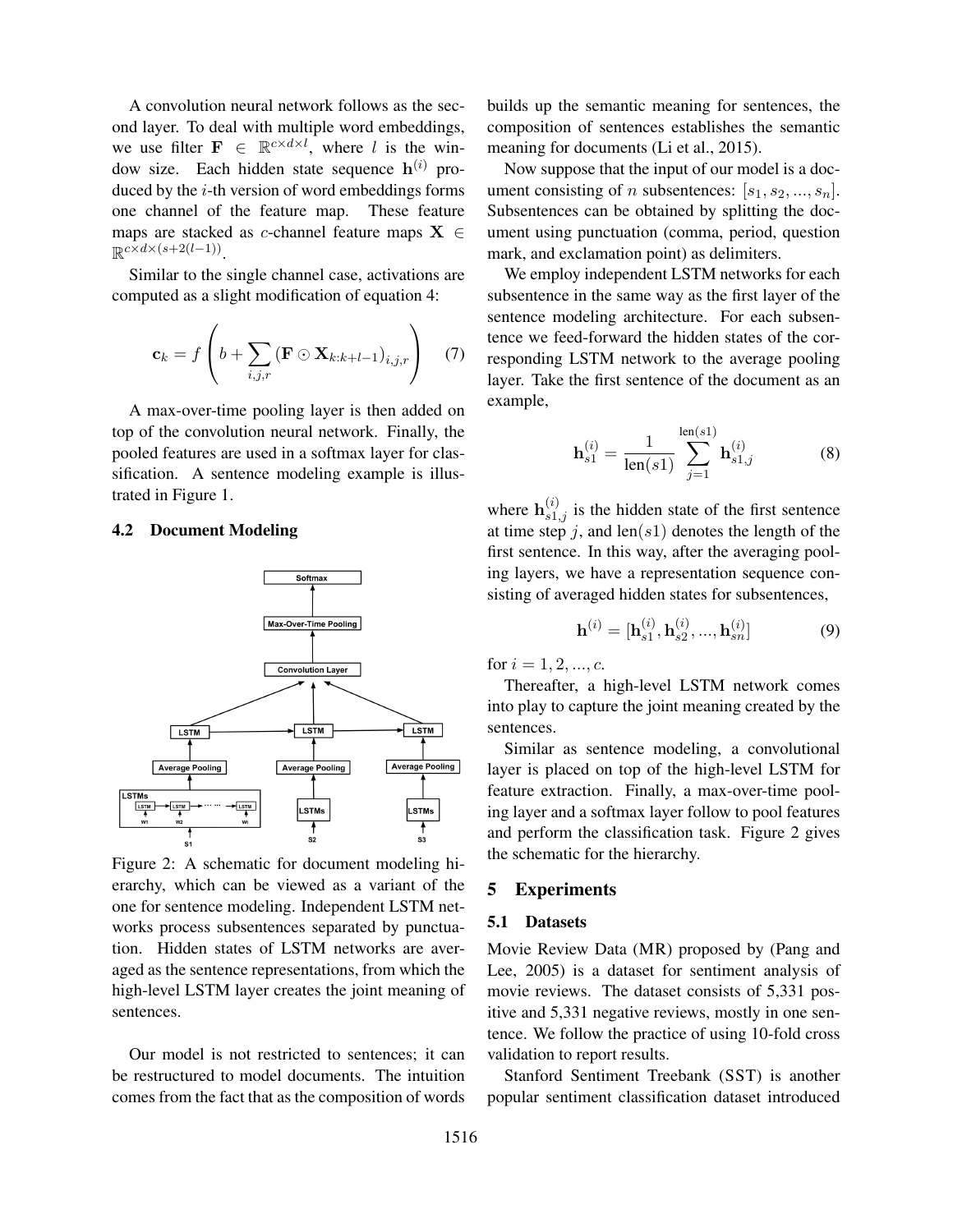A convolution neural network follows as the second layer. To deal with multiple word embeddings, we use filter $\mathbf{F} \in \mathbb{R}^{c \times d \times l}$, where $l$ is the window size. Each hidden state sequence $\mathbf{h}^{(i)}$ produced by the $i$-th version of word embeddings forms one channel of the feature map. These feature maps are stacked as $c$-channel feature maps $\mathbf{X} \in \mathbb{R}^{c \times d \times (s+2(l-1))}$.

Similar to the single channel case, activations are computed as a slight modification of equation 4:

$$\mathbf{c}_k = f\left(b + \sum_{i,j,r} (\mathbf{F} \odot \mathbf{X}_{k:k+l-1})_{i,j,r}\right) \quad (7)$$

A max-over-time pooling layer is then added on top of the convolution neural network. Finally, the pooled features are used in a softmax layer for classification. A sentence modeling example is illustrated in Figure 1.

### 4.2 Document Modeling

Figure 2: A schematic for document modeling hierarchy, which can be viewed as a variant of the one for sentence modeling. Independent LSTM networks process subsentences separated by punctuation. Hidden states of LSTM networks are averaged as the sentence representations, from which the high-level LSTM layer creates the joint meaning of sentences.

Our model is not restricted to sentences; it can be restructured to model documents. The intuition comes from the fact that as the composition of words builds up the semantic meaning for sentences, the composition of sentences establishes the semantic meaning for documents (Li et al., 2015).

Now suppose that the input of our model is a document consisting of $n$ subsentences: $[s_1, s_2, ..., s_n]$. Subsentences can be obtained by splitting the document using punctuation (comma, period, question mark, and exclamation point) as delimiters.

We employ independent LSTM networks for each subsentence in the same way as the first layer of the sentence modeling architecture. For each subsentence we feed-forward the hidden states of the corresponding LSTM network to the average pooling layer. Take the first sentence of the document as an example,

$$\mathbf{h}_{s1}^{(i)} = \frac{1}{\text{len}(s1)} \sum_{j=1}^{\text{len}(s1)} \mathbf{h}_{s1,j}^{(i)} \quad (8)$$

where $\mathbf{h}_{s1,j}^{(i)}$ is the hidden state of the first sentence at time step $j$, and $\text{len}(s1)$ denotes the length of the first sentence. In this way, after the averaging pooling layers, we have a representation sequence consisting of averaged hidden states for subsentences,

$$\mathbf{h}^{(i)} = [\mathbf{h}_{s1}^{(i)}, \mathbf{h}_{s2}^{(i)}, ..., \mathbf{h}_{sn}^{(i)}] \quad (9)$$

for $i = 1, 2, ..., c$.

Thereafter, a high-level LSTM network comes into play to capture the joint meaning created by the sentences.

Similar as sentence modeling, a convolutional layer is placed on top of the high-level LSTM for feature extraction. Finally, a max-over-time pooling layer and a softmax layer follow to pool features and perform the classification task. Figure 2 gives the schematic for the hierarchy.

## 5 Experiments

### 5.1 Datasets

Movie Review Data (MR) proposed by (Pang and Lee, 2005) is a dataset for sentiment analysis of movie reviews. The dataset consists of 5,331 positive and 5,331 negative reviews, mostly in one sentence. We follow the practice of using 10-fold cross validation to report results.

Stanford Sentiment Treebank (SST) is another popular sentiment classification dataset introduced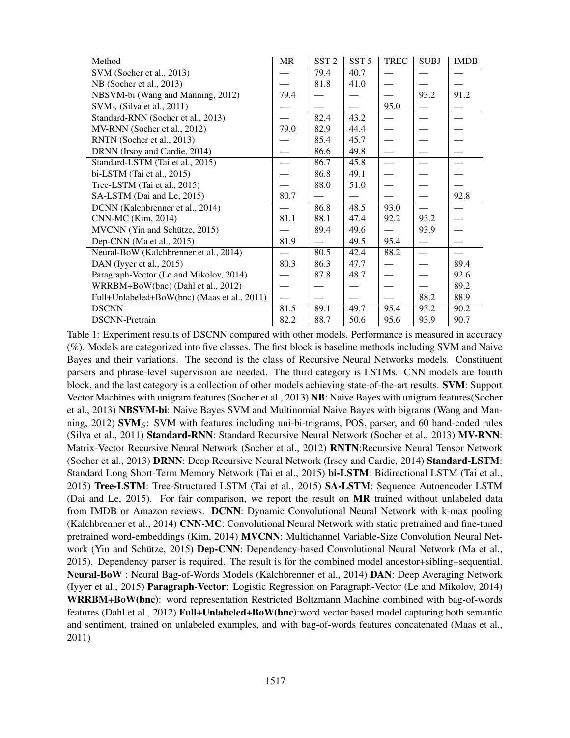| Method | MR | SST-2 | SST-5 | TREC | SUBJ | IMDB |
|---|---|---|---|---|---|---|
| SVM (Socher et al., 2013) | — | 79.4 | 40.7 | — | — | — |
| NB (Socher et al., 2013) | — | 81.8 | 41.0 | — | — | — |
| NBSVM-bi (Wang and Manning, 2012) | 79.4 | — | — | — | 93.2 | 91.2 |
| $SVM_S$ (Silva et al., 2011) | — | — | — | 95.0 | — | — |
| Standard-RNN (Socher et al., 2013) | — | 82.4 | 43.2 | — | — | — |
| MV-RNN (Socher et al., 2012) | 79.0 | 82.9 | 44.4 | — | — | — |
| RNTN (Socher et al., 2013) | — | 85.4 | 45.7 | — | — | — |
| DRNN (Irsoy and Cardie, 2014) | — | 86.6 | 49.8 | — | — | — |
| Standard-LSTM (Tai et al., 2015) | — | 86.7 | 45.8 | — | — | — |
| bi-LSTM (Tai et al., 2015) | — | 86.8 | 49.1 | — | — | — |
| Tree-LSTM (Tai et al., 2015) | — | 88.0 | 51.0 | — | — | — |
| SA-LSTM (Dai and Le, 2015) | 80.7 | — | — | — | — | 92.8 |
| DCNN (Kalchbrenner et al., 2014) | — | 86.8 | 48.5 | 93.0 | — | — |
| CNN-MC (Kim, 2014) | 81.1 | 88.1 | 47.4 | 92.2 | 93.2 | — |
| MVCNN (Yin and Schütze, 2015) | — | 89.4 | 49.6 | — | 93.9 | — |
| Dep-CNN (Ma et al., 2015) | 81.9 | — | 49.5 | 95.4 | — | — |
| Neural-BoW (Kalchbrenner et al., 2014) | — | 80.5 | 42.4 | 88.2 | — | — |
| DAN (Iyyer et al., 2015) | 80.3 | 86.3 | 47.7 | — | — | 89.4 |
| Paragraph-Vector (Le and Mikolov, 2014) | — | 87.8 | 48.7 | — | — | 92.6 |
| WRRBM+BoW(bnc) (Dahl et al., 2012) | — | — | — | — | — | 89.2 |
| Full+Unlabeled+BoW(bnc) (Maas et al., 2011) | — | — | — | — | 88.2 | 88.9 |
| DSCNN | 81.5 | 89.1 | 49.7 | 95.4 | 93.2 | 90.2 |
| DSCNN-Pretrain | 82.2 | 88.7 | 50.6 | 95.6 | 93.9 | 90.7 |

Table 1: Experiment results of DSCNN compared with other models. Performance is measured in accuracy (%). Models are categorized into five classes. The first block is baseline methods including SVM and Naive Bayes and their variations. The second is the class of Recursive Neural Networks models. Constituent parsers and phrase-level supervision are needed. The third category is LSTMs. CNN models are fourth block, and the last category is a collection of other models achieving state-of-the-art results. **SVM**: Support Vector Machines with unigram features (Socher et al., 2013) **NB**: Naive Bayes with unigram features(Socher et al., 2013) **NBSVM-bi**: Naive Bayes SVM and Multinomial Naive Bayes with bigrams (Wang and Manning, 2012) **$SVM_S$**: SVM with features including uni-bi-trigrams, POS, parser, and 60 hand-coded rules (Silva et al., 2011) **Standard-RNN**: Standard Recursive Neural Network (Socher et al., 2013) **MV-RNN**: Matrix-Vector Recursive Neural Network (Socher et al., 2012) **RNTN**:Recursive Neural Tensor Network (Socher et al., 2013) **DRNN**: Deep Recursive Neural Network (Irsoy and Cardie, 2014) **Standard-LSTM**: Standard Long Short-Term Memory Network (Tai et al., 2015) **bi-LSTM**: Bidirectional LSTM (Tai et al., 2015) **Tree-LSTM**: Tree-Structured LSTM (Tai et al., 2015) **SA-LSTM**: Sequence Autoencoder LSTM (Dai and Le, 2015). For fair comparison, we report the result on **MR** trained without unlabeled data from IMDB or Amazon reviews. **DCNN**: Dynamic Convolutional Neural Network with k-max pooling (Kalchbrenner et al., 2014) **CNN-MC**: Convolutional Neural Network with static pretrained and fine-tuned pretrained word-embeddings (Kim, 2014) **MVCNN**: Multichannel Variable-Size Convolution Neural Network (Yin and Schütze, 2015) **Dep-CNN**: Dependency-based Convolutional Neural Network (Ma et al., 2015). Dependency parser is required. The result is for the combined model ancestor+sibling+sequential. **Neural-BoW** : Neural Bag-of-Words Models (Kalchbrenner et al., 2014) **DAN**: Deep Averaging Network (Iyyer et al., 2015) **Paragraph-Vector**: Logistic Regression on Paragraph-Vector (Le and Mikolov, 2014) **WRRBM+BoW(bnc)**: word representation Restricted Boltzmann Machine combined with bag-of-words features (Dahl et al., 2012) **Full+Unlabeled+BoW(bnc)**:word vector based model capturing both semantic and sentiment, trained on unlabeled examples, and with bag-of-words features concatenated (Maas et al., 2011)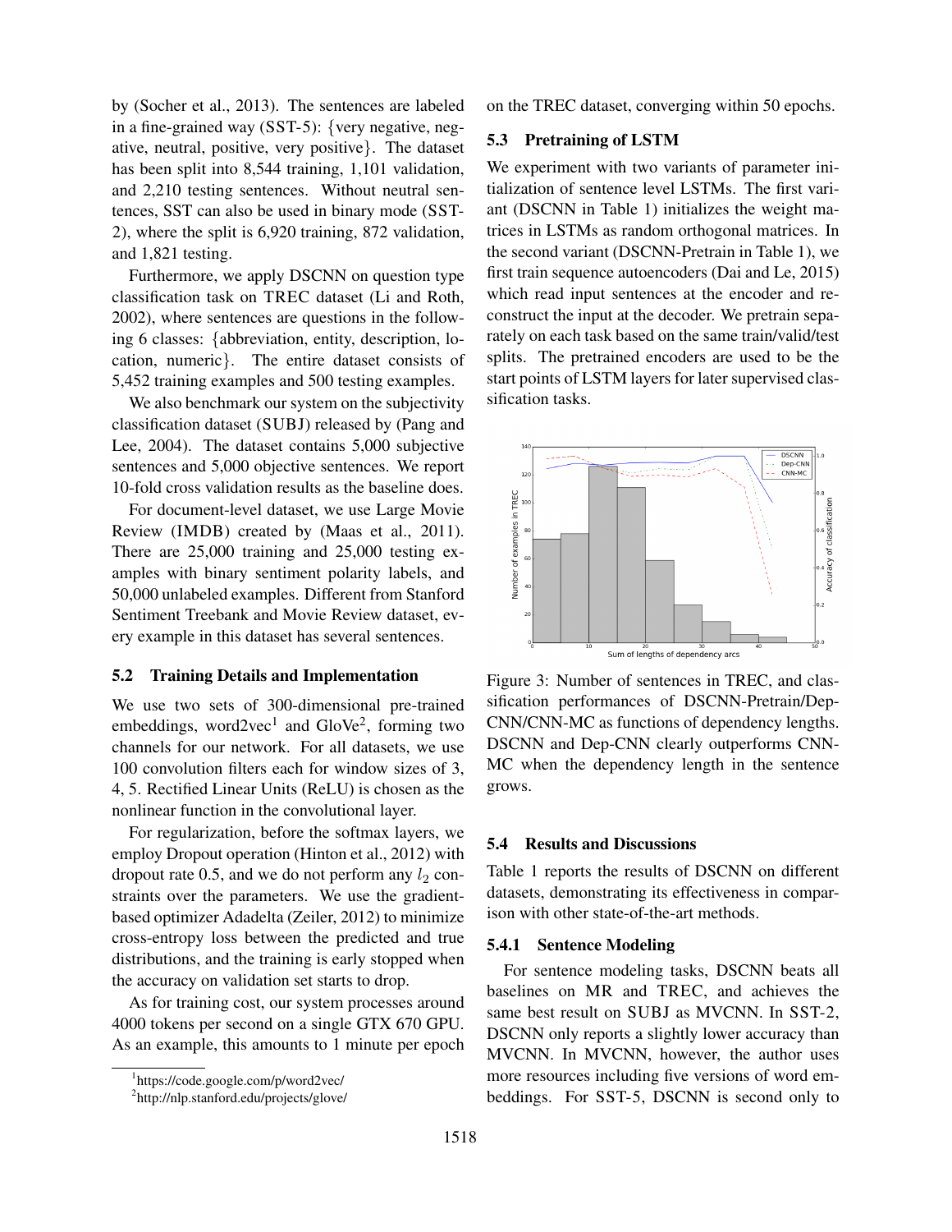by (Socher et al., 2013). The sentences are labeled in a fine-grained way (SST-5): {very negative, negative, neutral, positive, very positive}. The dataset has been split into 8,544 training, 1,101 validation, and 2,210 testing sentences. Without neutral sentences, SST can also be used in binary mode (SST-2), where the split is 6,920 training, 872 validation, and 1,821 testing.

Furthermore, we apply DSCNN on question type classification task on TREC dataset (Li and Roth, 2002), where sentences are questions in the following 6 classes: {abbreviation, entity, description, location, numeric}. The entire dataset consists of 5,452 training examples and 500 testing examples.

We also benchmark our system on the subjectivity classification dataset (SUBJ) released by (Pang and Lee, 2004). The dataset contains 5,000 subjective sentences and 5,000 objective sentences. We report 10-fold cross validation results as the baseline does.

For document-level dataset, we use Large Movie Review (IMDB) created by (Maas et al., 2011). There are 25,000 training and 25,000 testing examples with binary sentiment polarity labels, and 50,000 unlabeled examples. Different from Stanford Sentiment Treebank and Movie Review dataset, every example in this dataset has several sentences.

### 5.2 Training Details and Implementation

We use two sets of 300-dimensional pre-trained embeddings, word2vec[1] and GloVe[2], forming two channels for our network. For all datasets, we use 100 convolution filters each for window sizes of 3, 4, 5. Rectified Linear Units (ReLU) is chosen as the nonlinear function in the convolutional layer.

For regularization, before the softmax layers, we employ Dropout operation (Hinton et al., 2012) with dropout rate 0.5, and we do not perform any $l_2$ constraints over the parameters. We use the gradient-based optimizer Adadelta (Zeiler, 2012) to minimize cross-entropy loss between the predicted and true distributions, and the training is early stopped when the accuracy on validation set starts to drop.

As for training cost, our system processes around 4000 tokens per second on a single GTX 670 GPU. As an example, this amounts to 1 minute per epoch on the TREC dataset, converging within 50 epochs.

### 5.3 Pretraining of LSTM

We experiment with two variants of parameter initialization of sentence level LSTMs. The first variant (DSCNN in Table 1) initializes the weight matrices in LSTMs as random orthogonal matrices. In the second variant (DSCNN-Pretrain in Table 1), we first train sequence autoencoders (Dai and Le, 2015) which read input sentences at the encoder and reconstruct the input at the decoder. We pretrain separately on each task based on the same train/valid/test splits. The pretrained encoders are used to be the start points of LSTM layers for later supervised classification tasks.

Figure 3: Number of sentences in TREC, and classification performances of DSCNN-Pretrain/Dep-CNN/CNN-MC as functions of dependency lengths. DSCNN and Dep-CNN clearly outperforms CNN-MC when the dependency length in the sentence grows.

### 5.4 Results and Discussions

Table 1 reports the results of DSCNN on different datasets, demonstrating its effectiveness in comparison with other state-of-the-art methods.

#### 5.4.1 Sentence Modeling

For sentence modeling tasks, DSCNN beats all baselines on MR and TREC, and achieves the same best result on SUBJ as MVCNN. In SST-2, DSCNN only reports a slightly lower accuracy than MVCNN. In MVCNN, however, the author uses more resources including five versions of word embeddings. For SST-5, DSCNN is second only to

[1] https://code.google.com/p/word2vec/

[2] http://nlp.stanford.edu/projects/glove/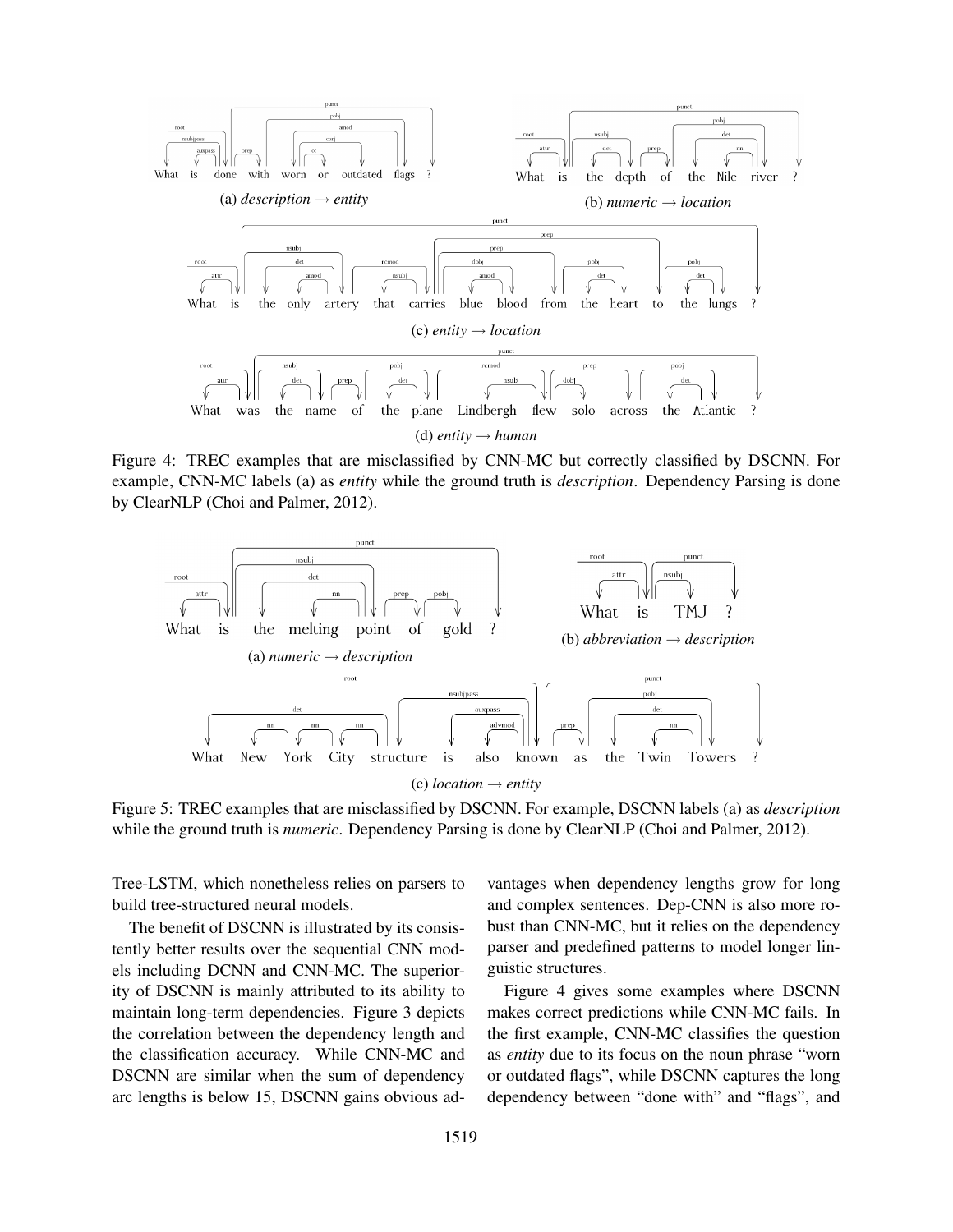What is done with worn or outdated flags ?

(a) *description* → *entity*

What is the depth of the Nile river ?

(b) *numeric* → *location*

What is the only artery that carries blue blood from the heart to the lungs ?

(c) *entity* → *location*

What was the name of the plane Lindbergh flew solo across the Atlantic ?

(d) *entity* → *human*

Figure 4: TREC examples that are misclassified by CNN-MC but correctly classified by DSCNN. For example, CNN-MC labels (a) as *entity* while the ground truth is *description*. Dependency Parsing is done by ClearNLP (Choi and Palmer, 2012).

What is the melting point of gold ?

(a) *numeric* → *description*

What is TMJ ?

(b) *abbreviation* → *description*

What New York City structure is also known as the Twin Towers ?

(c) *location* → *entity*

Figure 5: TREC examples that are misclassified by DSCNN. For example, DSCNN labels (a) as *description* while the ground truth is *numeric*. Dependency Parsing is done by ClearNLP (Choi and Palmer, 2012).

Tree-LSTM, which nonetheless relies on parsers to build tree-structured neural models.

The benefit of DSCNN is illustrated by its consistently better results over the sequential CNN models including DCNN and CNN-MC. The superiority of DSCNN is mainly attributed to its ability to maintain long-term dependencies. Figure 3 depicts the correlation between the dependency length and the classification accuracy. While CNN-MC and DSCNN are similar when the sum of dependency arc lengths is below 15, DSCNN gains obvious advantages when dependency lengths grow for long and complex sentences. Dep-CNN is also more robust than CNN-MC, but it relies on the dependency parser and predefined patterns to model longer linguistic structures.

Figure 4 gives some examples where DSCNN makes correct predictions while CNN-MC fails. In the first example, CNN-MC classifies the question as *entity* due to its focus on the noun phrase "worn or outdated flags", while DSCNN captures the long dependency between "done with" and "flags", and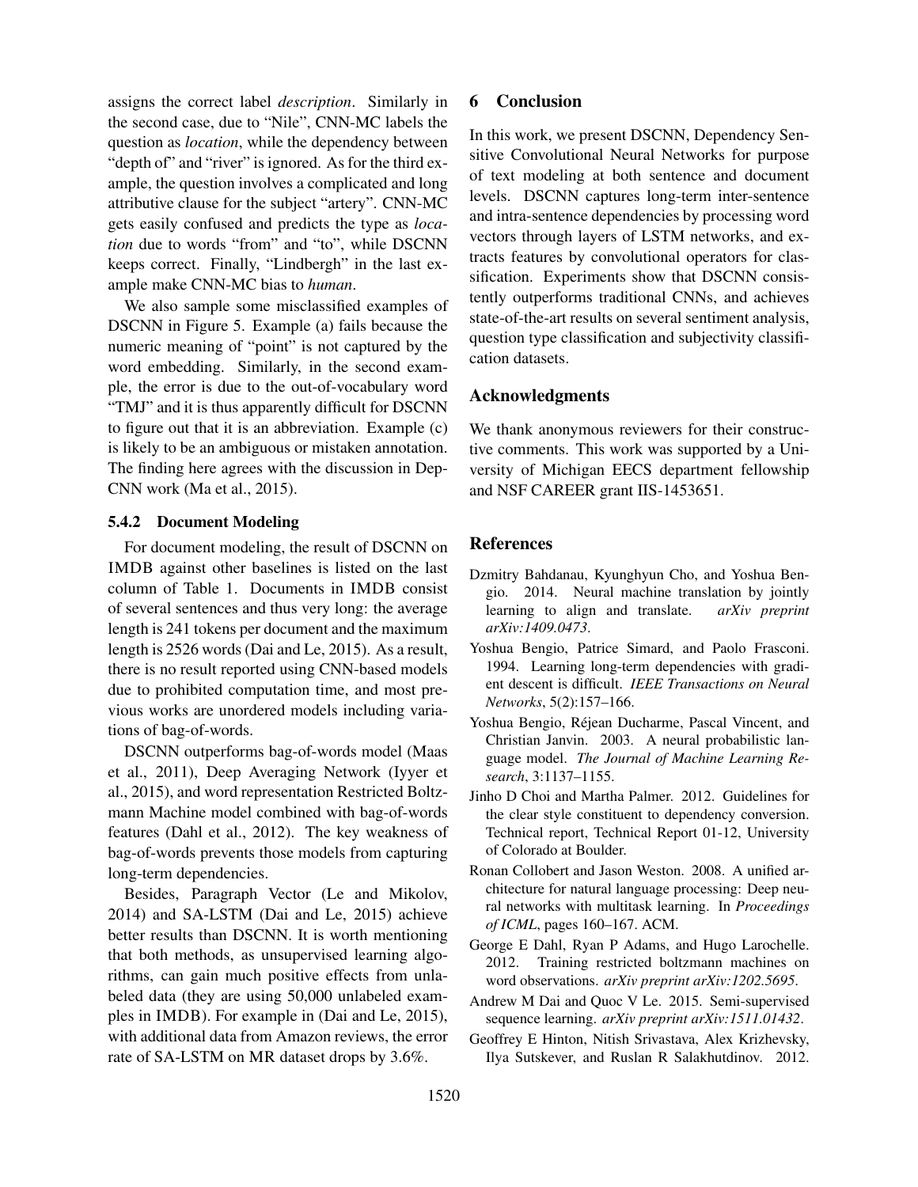assigns the correct label *description*. Similarly in the second case, due to "Nile", CNN-MC labels the question as *location*, while the dependency between "depth of" and "river" is ignored. As for the third example, the question involves a complicated and long attributive clause for the subject "artery". CNN-MC gets easily confused and predicts the type as *location* due to words "from" and "to", while DSCNN keeps correct. Finally, "Lindbergh" in the last example make CNN-MC bias to *human*.

We also sample some misclassified examples of DSCNN in Figure 5. Example (a) fails because the numeric meaning of "point" is not captured by the word embedding. Similarly, in the second example, the error is due to the out-of-vocabulary word "TMJ" and it is thus apparently difficult for DSCNN to figure out that it is an abbreviation. Example (c) is likely to be an ambiguous or mistaken annotation. The finding here agrees with the discussion in Dep-CNN work (Ma et al., 2015).

#### 5.4.2 Document Modeling

For document modeling, the result of DSCNN on IMDB against other baselines is listed on the last column of Table 1. Documents in IMDB consist of several sentences and thus very long: the average length is 241 tokens per document and the maximum length is 2526 words (Dai and Le, 2015). As a result, there is no result reported using CNN-based models due to prohibited computation time, and most previous works are unordered models including variations of bag-of-words.

DSCNN outperforms bag-of-words model (Maas et al., 2011), Deep Averaging Network (Iyyer et al., 2015), and word representation Restricted Boltzmann Machine model combined with bag-of-words features (Dahl et al., 2012). The key weakness of bag-of-words prevents those models from capturing long-term dependencies.

Besides, Paragraph Vector (Le and Mikolov, 2014) and SA-LSTM (Dai and Le, 2015) achieve better results than DSCNN. It is worth mentioning that both methods, as unsupervised learning algorithms, can gain much positive effects from unlabeled data (they are using 50,000 unlabeled examples in IMDB). For example in (Dai and Le, 2015), with additional data from Amazon reviews, the error rate of SA-LSTM on MR dataset drops by 3.6%.

## 6 Conclusion

In this work, we present DSCNN, Dependency Sensitive Convolutional Neural Networks for purpose of text modeling at both sentence and document levels. DSCNN captures long-term inter-sentence and intra-sentence dependencies by processing word vectors through layers of LSTM networks, and extracts features by convolutional operators for classification. Experiments show that DSCNN consistently outperforms traditional CNNs, and achieves state-of-the-art results on several sentiment analysis, question type classification and subjectivity classification datasets.

## Acknowledgments

We thank anonymous reviewers for their constructive comments. This work was supported by a University of Michigan EECS department fellowship and NSF CAREER grant IIS-1453651.

## References

Dzmitry Bahdanau, Kyunghyun Cho, and Yoshua Bengio. 2014. Neural machine translation by jointly learning to align and translate. *arXiv preprint arXiv:1409.0473*.

Yoshua Bengio, Patrice Simard, and Paolo Frasconi. 1994. Learning long-term dependencies with gradient descent is difficult. *IEEE Transactions on Neural Networks*, 5(2):157–166.

Yoshua Bengio, Réjean Ducharme, Pascal Vincent, and Christian Janvin. 2003. A neural probabilistic language model. *The Journal of Machine Learning Research*, 3:1137–1155.

Jinho D Choi and Martha Palmer. 2012. Guidelines for the clear style constituent to dependency conversion. Technical report, Technical Report 01-12, University of Colorado at Boulder.

Ronan Collobert and Jason Weston. 2008. A unified architecture for natural language processing: Deep neural networks with multitask learning. In *Proceedings of ICML*, pages 160–167. ACM.

George E Dahl, Ryan P Adams, and Hugo Larochelle. 2012. Training restricted boltzmann machines on word observations. *arXiv preprint arXiv:1202.5695*.

Andrew M Dai and Quoc V Le. 2015. Semi-supervised sequence learning. *arXiv preprint arXiv:1511.01432*.

Geoffrey E Hinton, Nitish Srivastava, Alex Krizhevsky, Ilya Sutskever, and Ruslan R Salakhutdinov. 2012.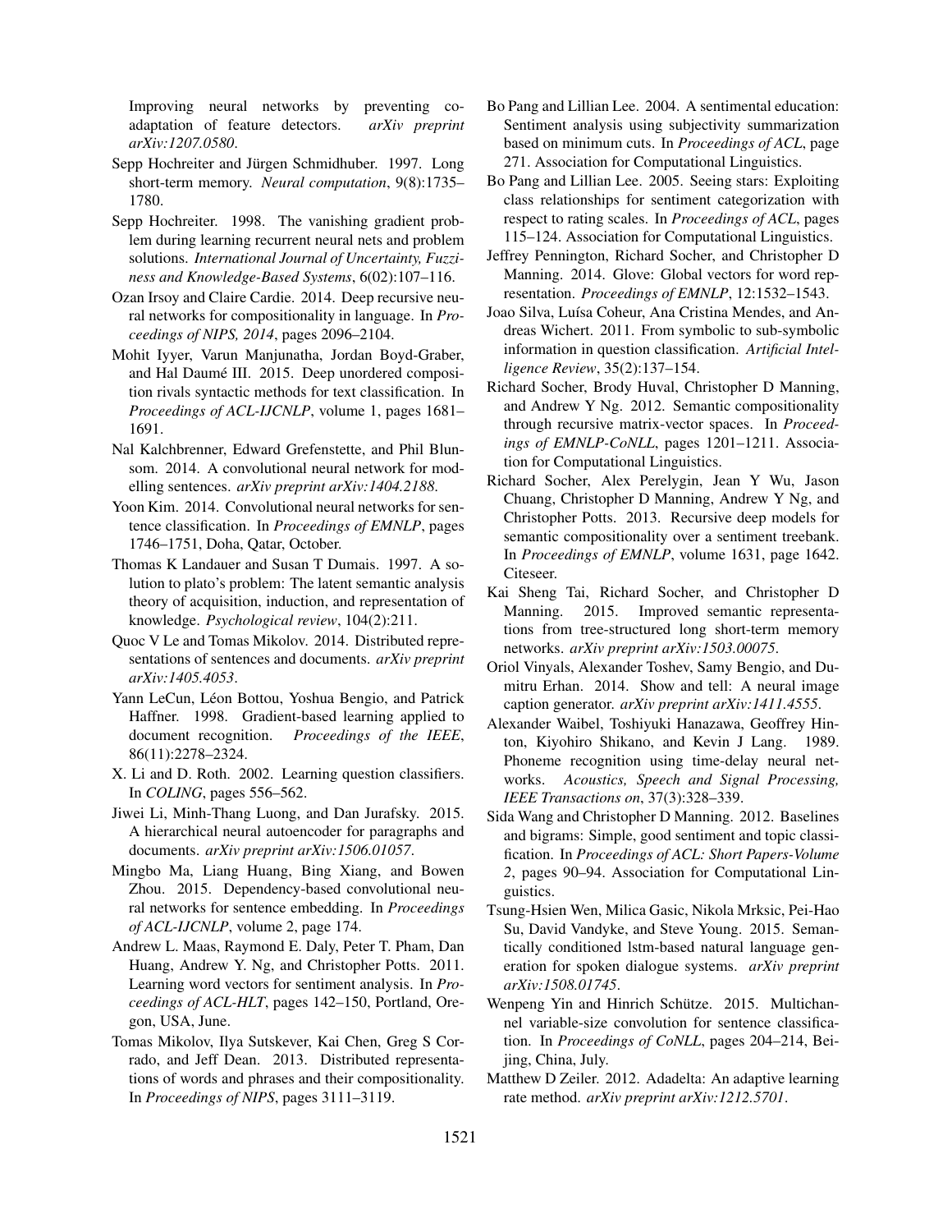Improving neural networks by preventing co-adaptation of feature detectors. *arXiv preprint arXiv:1207.0580*.

Sepp Hochreiter and Jürgen Schmidhuber. 1997. Long short-term memory. *Neural computation*, 9(8):1735–1780.

Sepp Hochreiter. 1998. The vanishing gradient problem during learning recurrent neural nets and problem solutions. *International Journal of Uncertainty, Fuzziness and Knowledge-Based Systems*, 6(02):107–116.

Ozan Irsoy and Claire Cardie. 2014. Deep recursive neural networks for compositionality in language. In *Proceedings of NIPS, 2014*, pages 2096–2104.

Mohit Iyyer, Varun Manjunatha, Jordan Boyd-Graber, and Hal Daumé III. 2015. Deep unordered composition rivals syntactic methods for text classification. In *Proceedings of ACL-IJCNLP*, volume 1, pages 1681–1691.

Nal Kalchbrenner, Edward Grefenstette, and Phil Blunsom. 2014. A convolutional neural network for modelling sentences. *arXiv preprint arXiv:1404.2188*.

Yoon Kim. 2014. Convolutional neural networks for sentence classification. In *Proceedings of EMNLP*, pages 1746–1751, Doha, Qatar, October.

Thomas K Landauer and Susan T Dumais. 1997. A solution to plato's problem: The latent semantic analysis theory of acquisition, induction, and representation of knowledge. *Psychological review*, 104(2):211.

Quoc V Le and Tomas Mikolov. 2014. Distributed representations of sentences and documents. *arXiv preprint arXiv:1405.4053*.

Yann LeCun, Léon Bottou, Yoshua Bengio, and Patrick Haffner. 1998. Gradient-based learning applied to document recognition. *Proceedings of the IEEE*, 86(11):2278–2324.

X. Li and D. Roth. 2002. Learning question classifiers. In *COLING*, pages 556–562.

Jiwei Li, Minh-Thang Luong, and Dan Jurafsky. 2015. A hierarchical neural autoencoder for paragraphs and documents. *arXiv preprint arXiv:1506.01057*.

Mingbo Ma, Liang Huang, Bing Xiang, and Bowen Zhou. 2015. Dependency-based convolutional neural networks for sentence embedding. In *Proceedings of ACL-IJCNLP*, volume 2, page 174.

Andrew L. Maas, Raymond E. Daly, Peter T. Pham, Dan Huang, Andrew Y. Ng, and Christopher Potts. 2011. Learning word vectors for sentiment analysis. In *Proceedings of ACL-HLT*, pages 142–150, Portland, Oregon, USA, June.

Tomas Mikolov, Ilya Sutskever, Kai Chen, Greg S Corrado, and Jeff Dean. 2013. Distributed representations of words and phrases and their compositionality. In *Proceedings of NIPS*, pages 3111–3119.

Bo Pang and Lillian Lee. 2004. A sentimental education: Sentiment analysis using subjectivity summarization based on minimum cuts. In *Proceedings of ACL*, page 271. Association for Computational Linguistics.

Bo Pang and Lillian Lee. 2005. Seeing stars: Exploiting class relationships for sentiment categorization with respect to rating scales. In *Proceedings of ACL*, pages 115–124. Association for Computational Linguistics.

Jeffrey Pennington, Richard Socher, and Christopher D Manning. 2014. Glove: Global vectors for word representation. *Proceedings of EMNLP*, 12:1532–1543.

Joao Silva, Luísa Coheur, Ana Cristina Mendes, and Andreas Wichert. 2011. From symbolic to sub-symbolic information in question classification. *Artificial Intelligence Review*, 35(2):137–154.

Richard Socher, Brody Huval, Christopher D Manning, and Andrew Y Ng. 2012. Semantic compositionality through recursive matrix-vector spaces. In *Proceedings of EMNLP-CoNLL*, pages 1201–1211. Association for Computational Linguistics.

Richard Socher, Alex Perelygin, Jean Y Wu, Jason Chuang, Christopher D Manning, Andrew Y Ng, and Christopher Potts. 2013. Recursive deep models for semantic compositionality over a sentiment treebank. In *Proceedings of EMNLP*, volume 1631, page 1642. Citeseer.

Kai Sheng Tai, Richard Socher, and Christopher D Manning. 2015. Improved semantic representations from tree-structured long short-term memory networks. *arXiv preprint arXiv:1503.00075*.

Oriol Vinyals, Alexander Toshev, Samy Bengio, and Dumitru Erhan. 2014. Show and tell: A neural image caption generator. *arXiv preprint arXiv:1411.4555*.

Alexander Waibel, Toshiyuki Hanazawa, Geoffrey Hinton, Kiyohiro Shikano, and Kevin J Lang. 1989. Phoneme recognition using time-delay neural networks. *Acoustics, Speech and Signal Processing, IEEE Transactions on*, 37(3):328–339.

Sida Wang and Christopher D Manning. 2012. Baselines and bigrams: Simple, good sentiment and topic classification. In *Proceedings of ACL: Short Papers-Volume 2*, pages 90–94. Association for Computational Linguistics.

Tsung-Hsien Wen, Milica Gasic, Nikola Mrksic, Pei-Hao Su, David Vandyke, and Steve Young. 2015. Semantically conditioned lstm-based natural language generation for spoken dialogue systems. *arXiv preprint arXiv:1508.01745*.

Wenpeng Yin and Hinrich Schütze. 2015. Multichannel variable-size convolution for sentence classification. In *Proceedings of CoNLL*, pages 204–214, Beijing, China, July.

Matthew D Zeiler. 2012. Adadelta: An adaptive learning rate method. *arXiv preprint arXiv:1212.5701*.